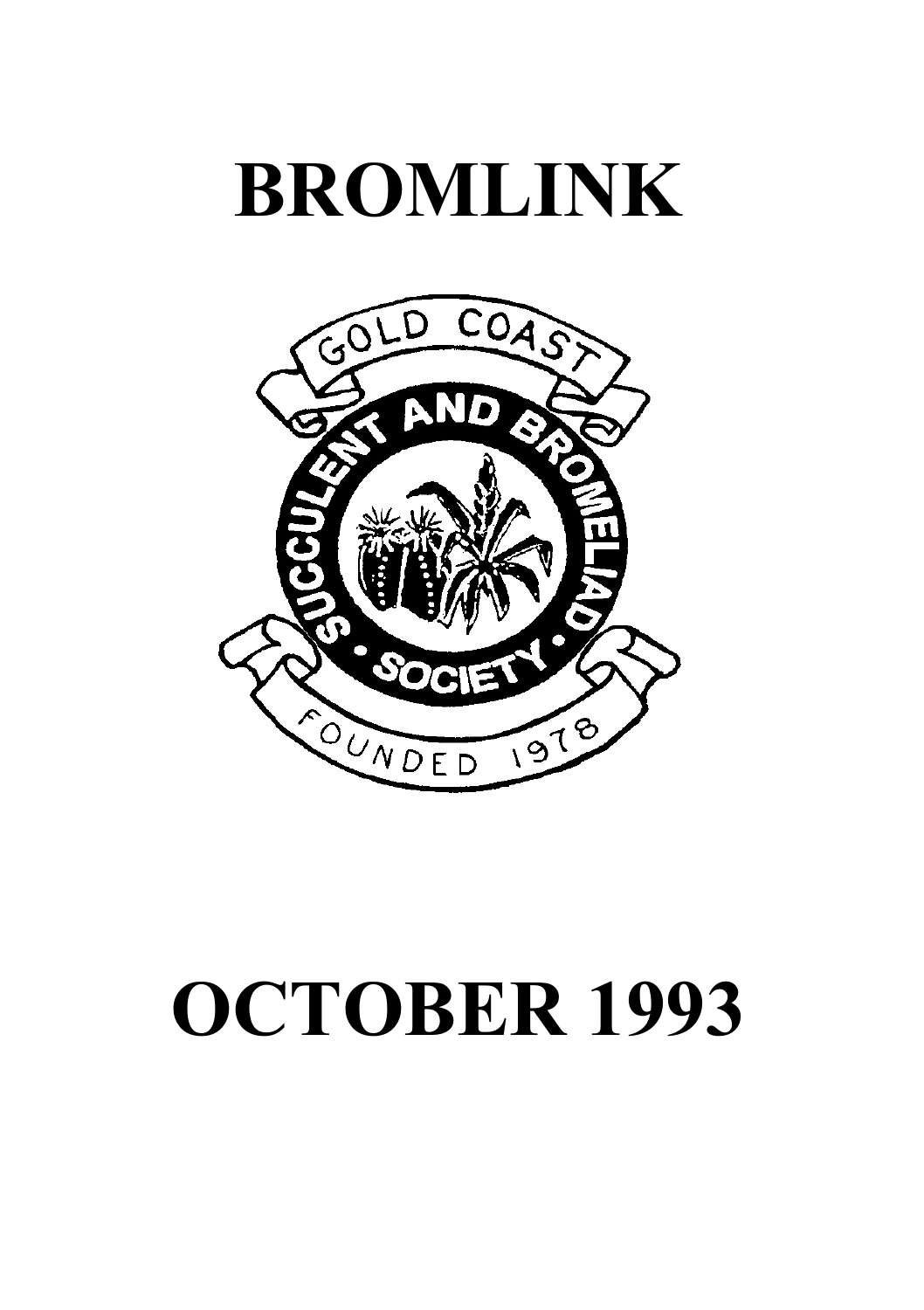# BROMLINK

GOLD COAST

SUCCULENT AND BROMELIAD • SOCIETY •

FOUNDED 1978

# OCTOBER 1993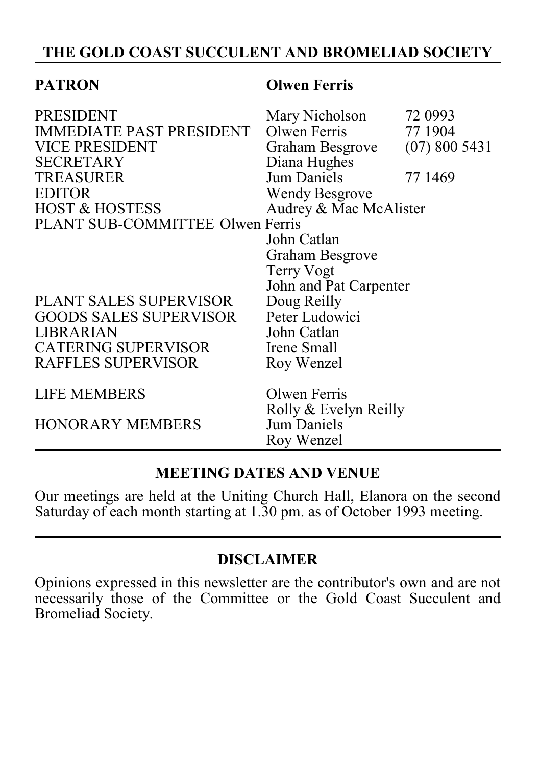## THE GOLD COAST SUCCULENT AND BROMELIAD SOCIETY

| | | |
|---|---|---|
| **PATRON** | **Olwen Ferris** | |
| PRESIDENT | Mary Nicholson | 72 0993 |
| IMMEDIATE PAST PRESIDENT | Olwen Ferris | 77 1904 |
| VICE PRESIDENT | Graham Besgrove | (07) 800 5431 |
| SECRETARY | Diana Hughes | |
| TREASURER | Jum Daniels | 77 1469 |
| EDITOR | Wendy Besgrove | |
| HOST & HOSTESS | Audrey & Mac McAlister | |
| PLANT SUB-COMMITTEE | Olwen Ferris | |
| | John Catlan | |
| | Graham Besgrove | |
| | Terry Vogt | |
| | John and Pat Carpenter | |
| PLANT SALES SUPERVISOR | Doug Reilly | |
| GOODS SALES SUPERVISOR | Peter Ludowici | |
| LIBRARIAN | John Catlan | |
| CATERING SUPERVISOR | Irene Small | |
| RAFFLES SUPERVISOR | Roy Wenzel | |
| LIFE MEMBERS | Olwen Ferris | |
| | Rolly & Evelyn Reilly | |
| HONORARY MEMBERS | Jum Daniels | |
| | Roy Wenzel | |

### MEETING DATES AND VENUE

Our meetings are held at the Uniting Church Hall, Elanora on the second Saturday of each month starting at 1.30 pm. as of October 1993 meeting.

### DISCLAIMER

Opinions expressed in this newsletter are the contributor's own and are not necessarily those of the Committee or the Gold Coast Succulent and Bromeliad Society.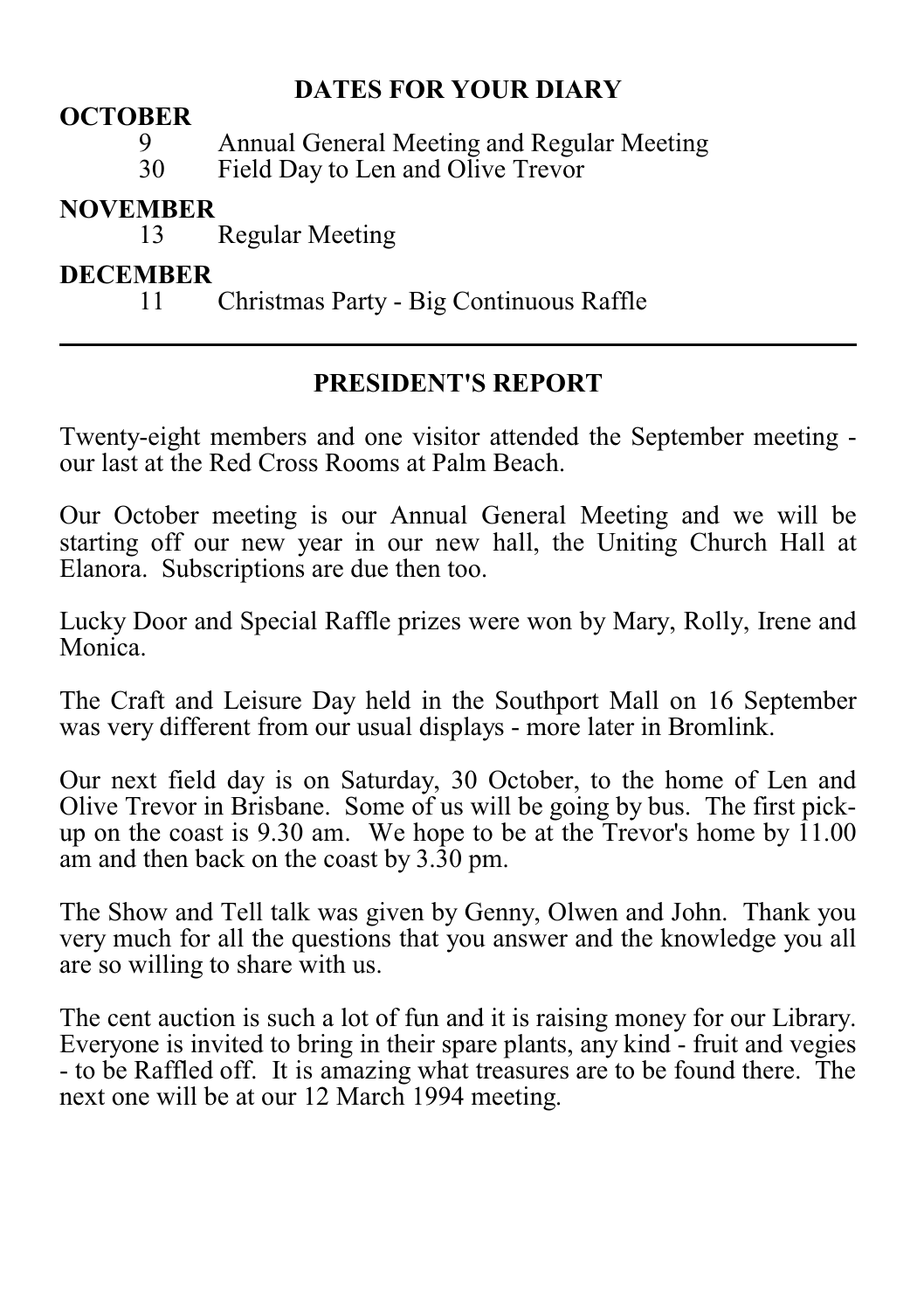## DATES FOR YOUR DIARY

**OCTOBER**

9 Annual General Meeting and Regular Meeting
30 Field Day to Len and Olive Trevor

**NOVEMBER**

13 Regular Meeting

**DECEMBER**

11 Christmas Party - Big Continuous Raffle

---

## PRESIDENT'S REPORT

Twenty-eight members and one visitor attended the September meeting - our last at the Red Cross Rooms at Palm Beach.

Our October meeting is our Annual General Meeting and we will be starting off our new year in our new hall, the Uniting Church Hall at Elanora. Subscriptions are due then too.

Lucky Door and Special Raffle prizes were won by Mary, Rolly, Irene and Monica.

The Craft and Leisure Day held in the Southport Mall on 16 September was very different from our usual displays - more later in Bromlink.

Our next field day is on Saturday, 30 October, to the home of Len and Olive Trevor in Brisbane. Some of us will be going by bus. The first pick-up on the coast is 9.30 am. We hope to be at the Trevor's home by 11.00 am and then back on the coast by 3.30 pm.

The Show and Tell talk was given by Genny, Olwen and John. Thank you very much for all the questions that you answer and the knowledge you all are so willing to share with us.

The cent auction is such a lot of fun and it is raising money for our Library. Everyone is invited to bring in their spare plants, any kind - fruit and vegies - to be Raffled off. It is amazing what treasures are to be found there. The next one will be at our 12 March 1994 meeting.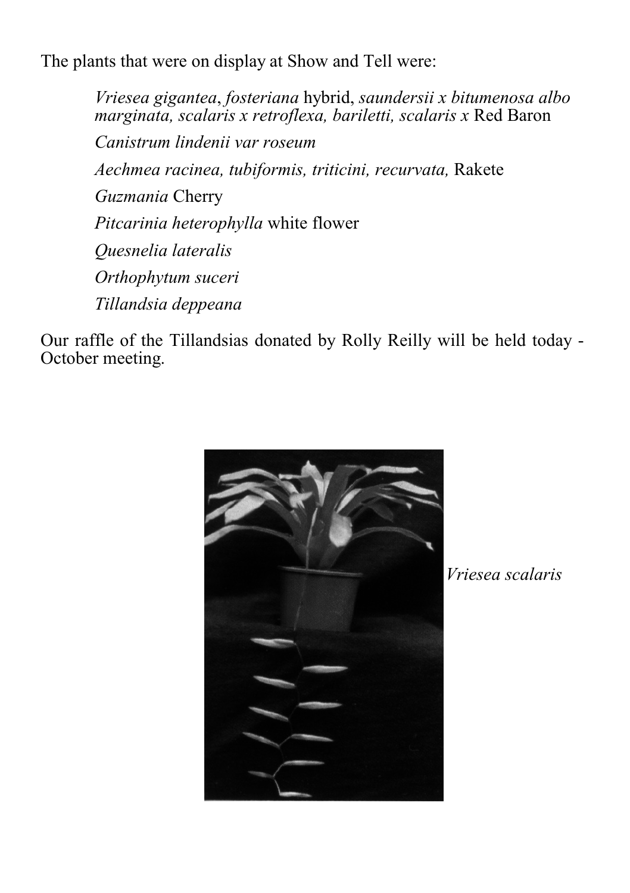The plants that were on display at Show and Tell were:

*Vriesea gigantea*, *fosteriana* hybrid, *saundersii x bitumenosa albo marginata, scalaris x retroflexa, bariletti, scalaris x* Red Baron

*Canistrum lindenii var roseum*

*Aechmea racinea, tubiformis, triticini, recurvata,* Rakete

*Guzmania* Cherry

*Pitcarinia heterophylla* white flower

*Quesnelia lateralis*

*Orthophytum suceri*

*Tillandsia deppeana*

Our raffle of the Tillandsias donated by Rolly Reilly will be held today - October meeting.

*Vriesea scalaris*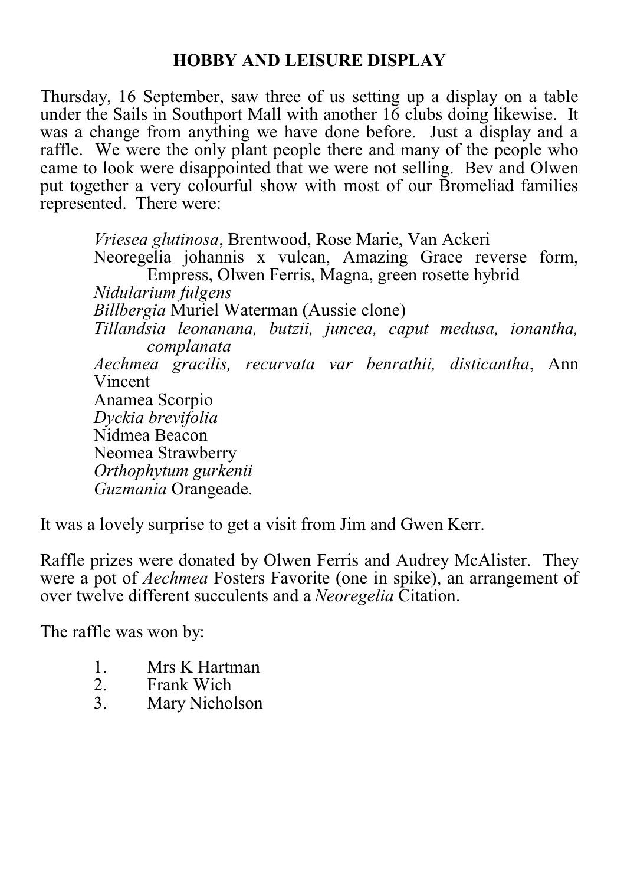## HOBBY AND LEISURE DISPLAY

Thursday, 16 September, saw three of us setting up a display on a table under the Sails in Southport Mall with another 16 clubs doing likewise. It was a change from anything we have done before. Just a display and a raffle. We were the only plant people there and many of the people who came to look were disappointed that we were not selling. Bev and Olwen put together a very colourful show with most of our Bromeliad families represented. There were:

> *Vriesea glutinosa*, Brentwood, Rose Marie, Van Ackeri
> Neoregelia johannis x vulcan, Amazing Grace reverse form, Empress, Olwen Ferris, Magna, green rosette hybrid
> *Nidularium fulgens*
> *Billbergia* Muriel Waterman (Aussie clone)
> *Tillandsia leonanana, butzii, juncea, caput medusa, ionantha, complanata*
> *Aechmea gracilis, recurvata var benrathii, disticantha*, Ann Vincent
> Anamea Scorpio
> *Dyckia brevifolia*
> Nidmea Beacon
> Neomea Strawberry
> *Orthophytum gurkenii*
> *Guzmania* Orangeade.

It was a lovely surprise to get a visit from Jim and Gwen Kerr.

Raffle prizes were donated by Olwen Ferris and Audrey McAlister. They were a pot of *Aechmea* Fosters Favorite (one in spike), an arrangement of over twelve different succulents and a *Neoregelia* Citation.

The raffle was won by:

1. Mrs K Hartman
2. Frank Wich
3. Mary Nicholson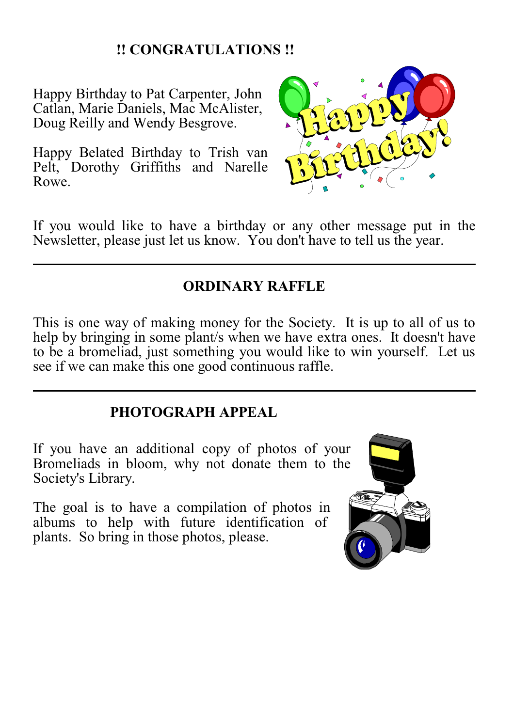## !! CONGRATULATIONS !!

Happy Birthday to Pat Carpenter, John Catlan, Marie Daniels, Mac McAlister, Doug Reilly and Wendy Besgrove.

Happy Belated Birthday to Trish van Pelt, Dorothy Griffiths and Narelle Rowe.

If you would like to have a birthday or any other message put in the Newsletter, please just let us know. You don't have to tell us the year.

---

## ORDINARY RAFFLE

This is one way of making money for the Society. It is up to all of us to help by bringing in some plant/s when we have extra ones. It doesn't have to be a bromeliad, just something you would like to win yourself. Let us see if we can make this one good continuous raffle.

---

## PHOTOGRAPH APPEAL

If you have an additional copy of photos of your Bromeliads in bloom, why not donate them to the Society's Library.

The goal is to have a compilation of photos in albums to help with future identification of plants. So bring in those photos, please.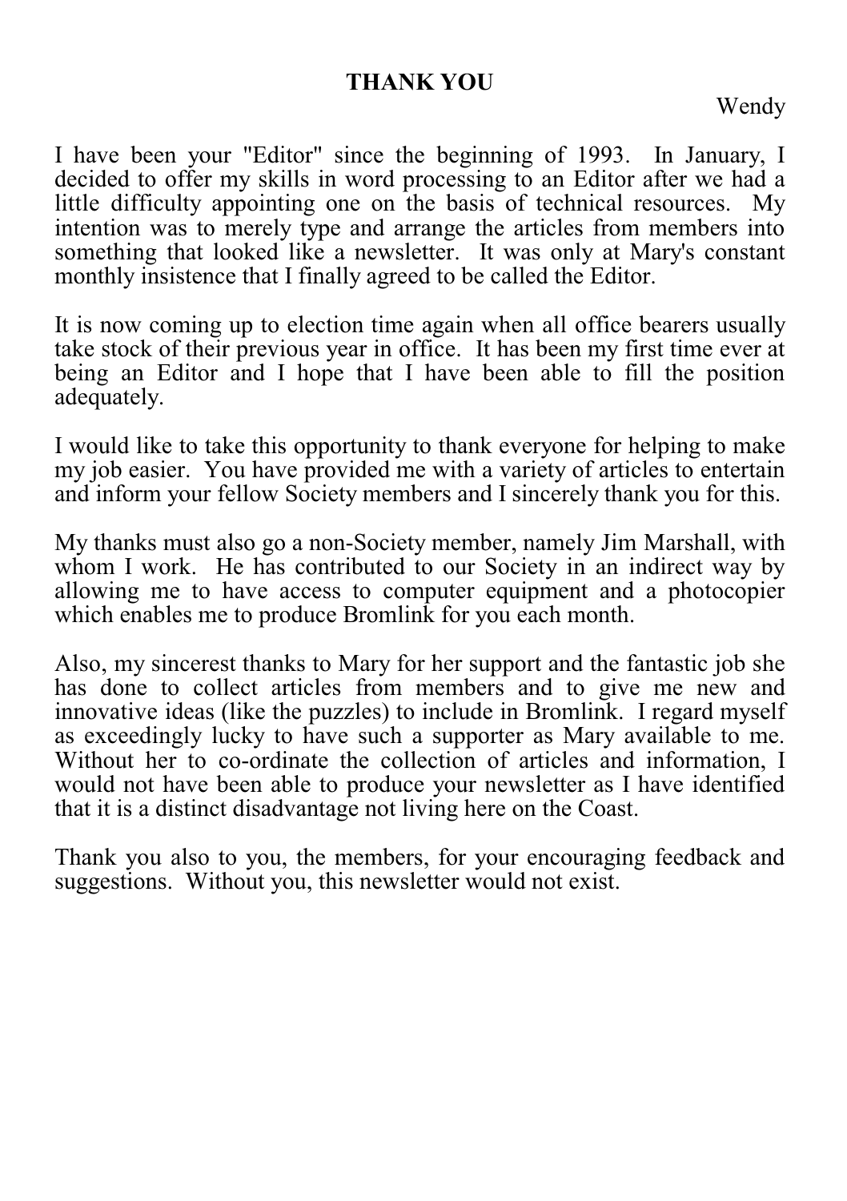## THANK YOU

Wendy

I have been your "Editor" since the beginning of 1993. In January, I decided to offer my skills in word processing to an Editor after we had a little difficulty appointing one on the basis of technical resources. My intention was to merely type and arrange the articles from members into something that looked like a newsletter. It was only at Mary's constant monthly insistence that I finally agreed to be called the Editor.

It is now coming up to election time again when all office bearers usually take stock of their previous year in office. It has been my first time ever at being an Editor and I hope that I have been able to fill the position adequately.

I would like to take this opportunity to thank everyone for helping to make my job easier. You have provided me with a variety of articles to entertain and inform your fellow Society members and I sincerely thank you for this.

My thanks must also go a non-Society member, namely Jim Marshall, with whom I work. He has contributed to our Society in an indirect way by allowing me to have access to computer equipment and a photocopier which enables me to produce Bromlink for you each month.

Also, my sincerest thanks to Mary for her support and the fantastic job she has done to collect articles from members and to give me new and innovative ideas (like the puzzles) to include in Bromlink. I regard myself as exceedingly lucky to have such a supporter as Mary available to me. Without her to co-ordinate the collection of articles and information, I would not have been able to produce your newsletter as I have identified that it is a distinct disadvantage not living here on the Coast.

Thank you also to you, the members, for your encouraging feedback and suggestions. Without you, this newsletter would not exist.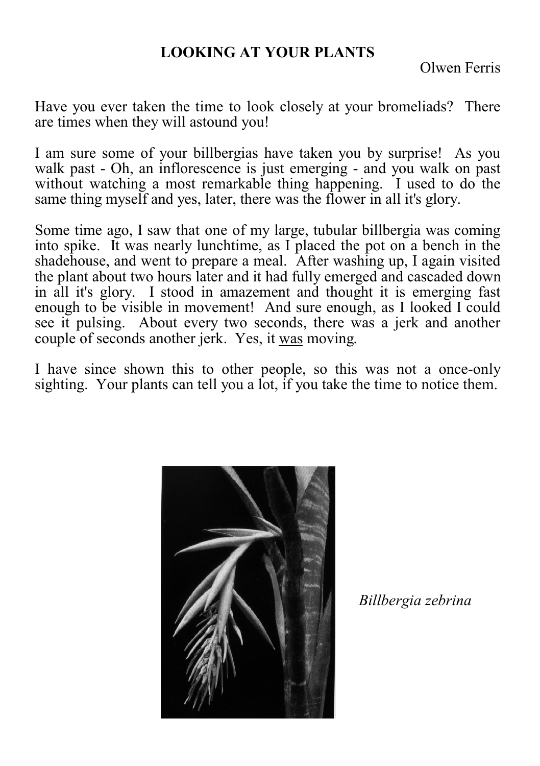## LOOKING AT YOUR PLANTS

Olwen Ferris

Have you ever taken the time to look closely at your bromeliads? There are times when they will astound you!

I am sure some of your billbergias have taken you by surprise! As you walk past - Oh, an inflorescence is just emerging - and you walk on past without watching a most remarkable thing happening. I used to do the same thing myself and yes, later, there was the flower in all it's glory.

Some time ago, I saw that one of my large, tubular billbergia was coming into spike. It was nearly lunchtime, as I placed the pot on a bench in the shadehouse, and went to prepare a meal. After washing up, I again visited the plant about two hours later and it had fully emerged and cascaded down in all it's glory. I stood in amazement and thought it is emerging fast enough to be visible in movement! And sure enough, as I looked I could see it pulsing. About every two seconds, there was a jerk and another couple of seconds another jerk. Yes, it <u>was</u> moving.

I have since shown this to other people, so this was not a once-only sighting. Your plants can tell you a lot, if you take the time to notice them.

*Billbergia zebrina*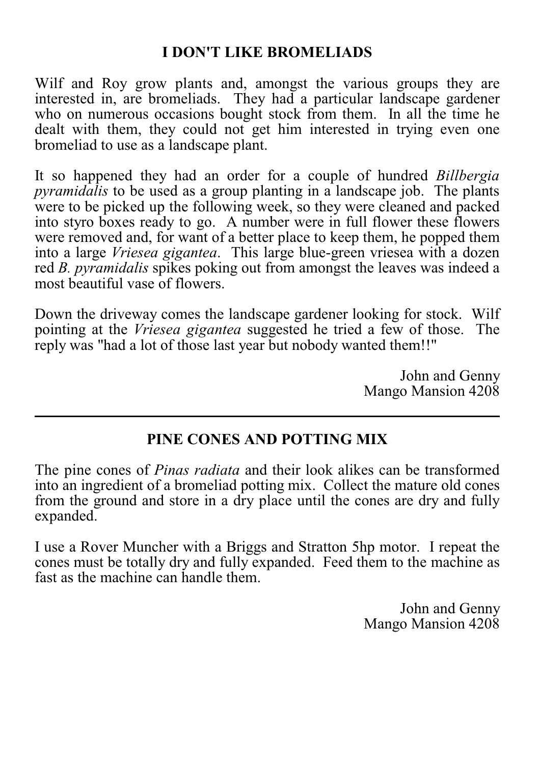## I DON'T LIKE BROMELIADS

Wilf and Roy grow plants and, amongst the various groups they are interested in, are bromeliads. They had a particular landscape gardener who on numerous occasions bought stock from them. In all the time he dealt with them, they could not get him interested in trying even one bromeliad to use as a landscape plant.

It so happened they had an order for a couple of hundred *Billbergia pyramidalis* to be used as a group planting in a landscape job. The plants were to be picked up the following week, so they were cleaned and packed into styro boxes ready to go. A number were in full flower these flowers were removed and, for want of a better place to keep them, he popped them into a large *Vriesea gigantea*. This large blue-green vriesea with a dozen red *B. pyramidalis* spikes poking out from amongst the leaves was indeed a most beautiful vase of flowers.

Down the driveway comes the landscape gardener looking for stock. Wilf pointing at the *Vriesea gigantea* suggested he tried a few of those. The reply was "had a lot of those last year but nobody wanted them!!"

John and Genny
Mango Mansion 4208

---

## PINE CONES AND POTTING MIX

The pine cones of *Pinas radiata* and their look alikes can be transformed into an ingredient of a bromeliad potting mix. Collect the mature old cones from the ground and store in a dry place until the cones are dry and fully expanded.

I use a Rover Muncher with a Briggs and Stratton 5hp motor. I repeat the cones must be totally dry and fully expanded. Feed them to the machine as fast as the machine can handle them.

John and Genny
Mango Mansion 4208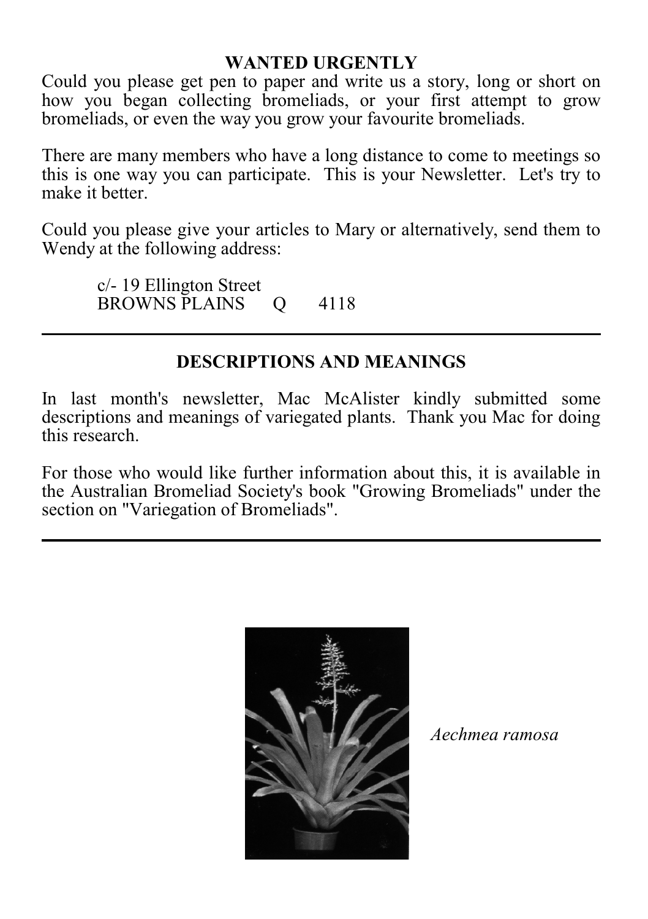## WANTED URGENTLY

Could you please get pen to paper and write us a story, long or short on how you began collecting bromeliads, or your first attempt to grow bromeliads, or even the way you grow your favourite bromeliads.

There are many members who have a long distance to come to meetings so this is one way you can participate. This is your Newsletter. Let's try to make it better.

Could you please give your articles to Mary or alternatively, send them to Wendy at the following address:

c/- 19 Ellington Street
BROWNS PLAINS Q 4118

---

## DESCRIPTIONS AND MEANINGS

In last month's newsletter, Mac McAlister kindly submitted some descriptions and meanings of variegated plants. Thank you Mac for doing this research.

For those who would like further information about this, it is available in the Australian Bromeliad Society's book "Growing Bromeliads" under the section on "Variegation of Bromeliads".

---

*Aechmea ramosa*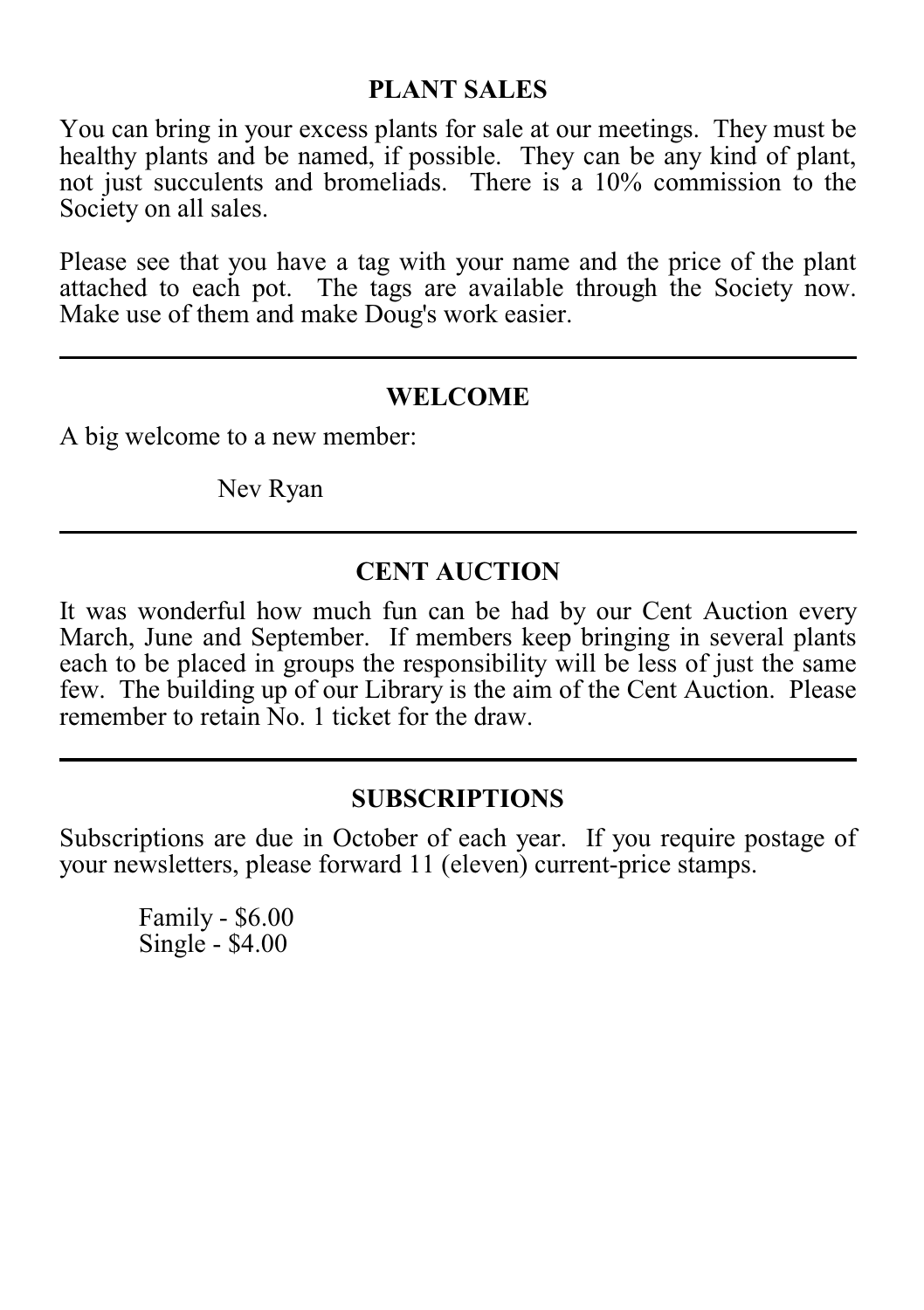## PLANT SALES

You can bring in your excess plants for sale at our meetings. They must be healthy plants and be named, if possible. They can be any kind of plant, not just succulents and bromeliads. There is a 10% commission to the Society on all sales.

Please see that you have a tag with your name and the price of the plant attached to each pot. The tags are available through the Society now. Make use of them and make Doug's work easier.

---

## WELCOME

A big welcome to a new member:

Nev Ryan

---

## CENT AUCTION

It was wonderful how much fun can be had by our Cent Auction every March, June and September. If members keep bringing in several plants each to be placed in groups the responsibility will be less of just the same few. The building up of our Library is the aim of the Cent Auction. Please remember to retain No. 1 ticket for the draw.

---

## SUBSCRIPTIONS

Subscriptions are due in October of each year. If you require postage of your newsletters, please forward 11 (eleven) current-price stamps.

Family - $6.00
Single - $4.00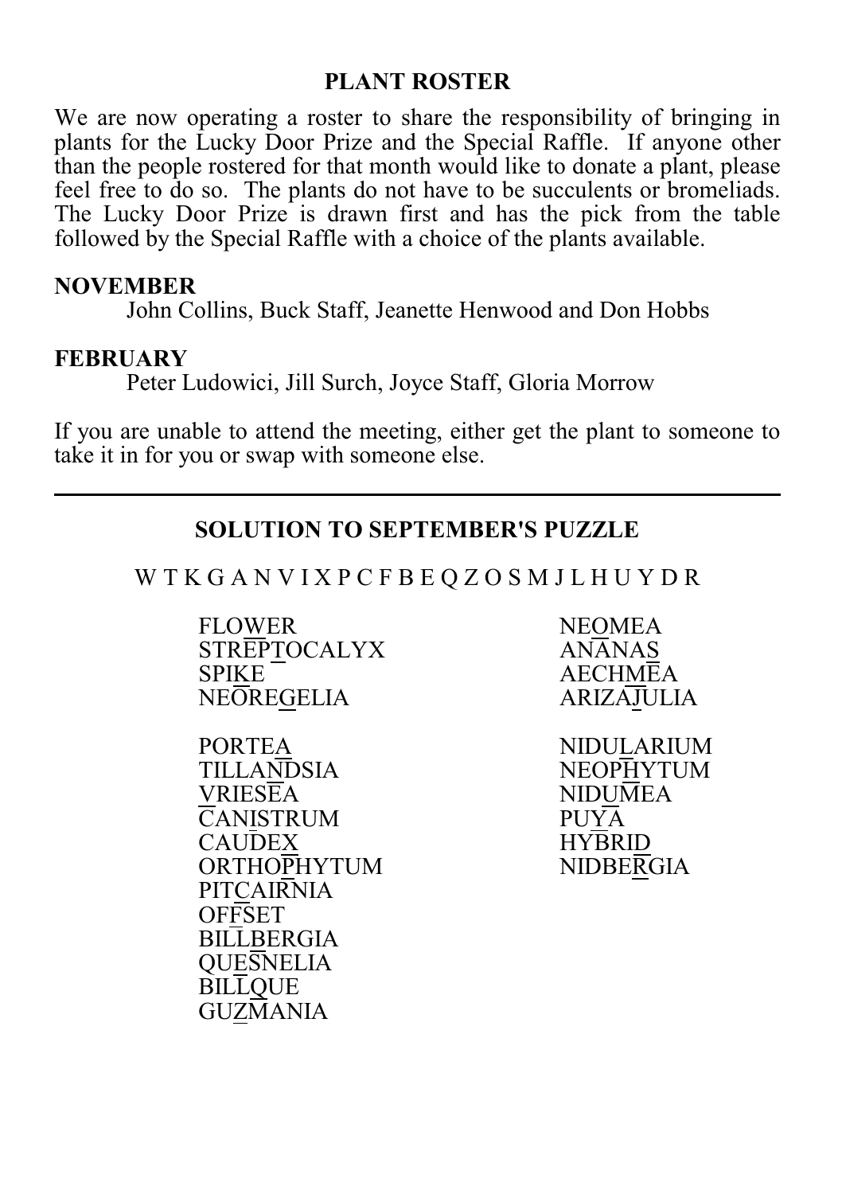## PLANT ROSTER

We are now operating a roster to share the responsibility of bringing in plants for the Lucky Door Prize and the Special Raffle. If anyone other than the people rostered for that month would like to donate a plant, please feel free to do so. The plants do not have to be succulents or bromeliads. The Lucky Door Prize is drawn first and has the pick from the table followed by the Special Raffle with a choice of the plants available.

**NOVEMBER**

John Collins, Buck Staff, Jeanette Henwood and Don Hobbs

**FEBRUARY**

Peter Ludowici, Jill Surch, Joyce Staff, Gloria Morrow

If you are unable to attend the meeting, either get the plant to someone to take it in for you or swap with someone else.

---

## SOLUTION TO SEPTEMBER'S PUZZLE

W T K G A N V I X P C F B E Q Z O S M J L H U Y D R

FLOWER
STREPTOCALYX
SPIKE
NEOREGELIA

PORTEA
TILLANDSIA
VRIESEA
CANISTRUM
CAUDEX
ORTHOPHYTUM
PITCAIRNIA
OFFSET
BILLBERGIA
QUESNELIA
BILLQUE
GUZMANIA

NEOMEA
ANANAS
AECHMEA
ARIZAJULIA

NIDULARIUM
NEOPHYTUM
NIDUMEA
PUYA
HYBRID
NIDBERGIA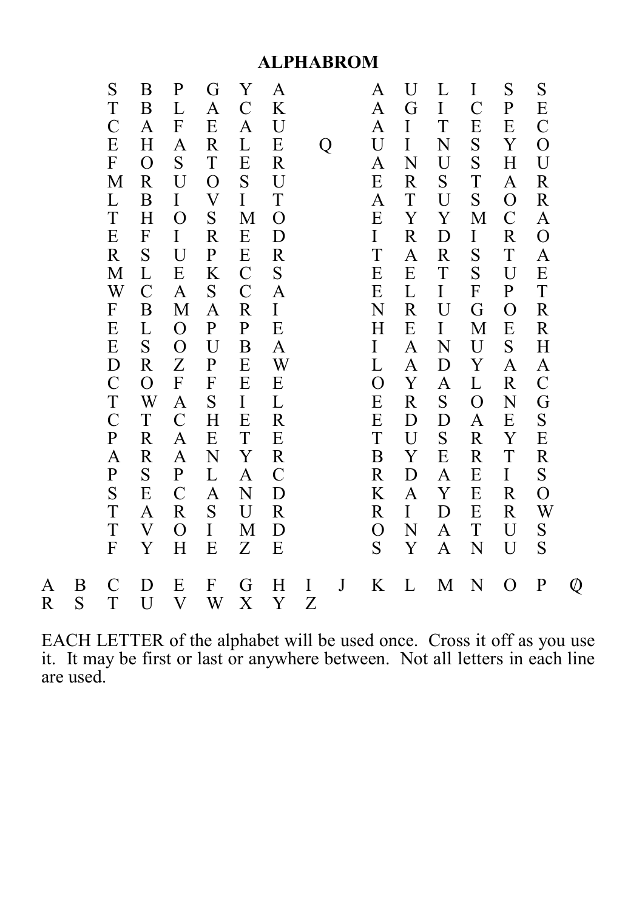# ALPHABROM

| | | | | | | | | | | | |
|---|---|---|---|---|---|---|---|---|---|---|---|
| S | B | P | G | Y | A | A | U | L | I | S | S |
| T | B | L | A | C | K | A | G | I | C | P | E |
| C | A | F | E | A | U | A | I | T | E | E | C |
| E | H | A | R | L | E | U | I | N | S | Y | O |
| F | O | S | T | E | R | A | N | U | S | H | U |
| M | R | U | O | S | U | E | R | S | T | A | R |
| L | B | I | V | I | T | A | T | U | S | O | R |
| T | H | O | S | M | O | E | Y | Y | M | C | A |
| E | F | I | R | E | D | I | R | D | I | R | O |
| R | S | U | P | E | R | T | A | R | S | T | A |
| M | L | E | K | C | S | E | E | T | S | U | E |
| W | C | A | S | C | A | E | L | I | F | P | T |
| F | B | M | A | R | I | N | R | U | G | O | R |
| E | L | O | P | P | E | H | E | I | M | E | R |
| E | S | O | U | B | A | I | A | N | U | S | H |
| D | R | Z | P | E | W | L | A | D | Y | A | A |
| C | O | F | F | E | E | O | Y | A | L | R | C |
| T | W | A | S | I | L | E | R | S | O | N | G |
| C | T | C | H | E | R | E | D | D | A | E | S |
| P | R | A | E | T | E | T | U | S | R | Y | E |
| A | R | A | N | Y | R | B | Y | E | R | T | R |
| P | S | P | L | A | C | R | D | A | E | I | S |
| S | E | C | A | N | D | K | A | Y | E | R | O |
| T | A | R | S | U | R | R | I | D | E | R | W |
| T | V | O | I | M | D | O | N | A | T | U | S |
| F | Y | H | E | Z | E | S | Y | A | N | U | S |

Q

A B C D E F G H I J K L M N O P Q
R S T U V W X Y Z

EACH LETTER of the alphabet will be used once. Cross it off as you use it. It may be first or last or anywhere between. Not all letters in each line are used.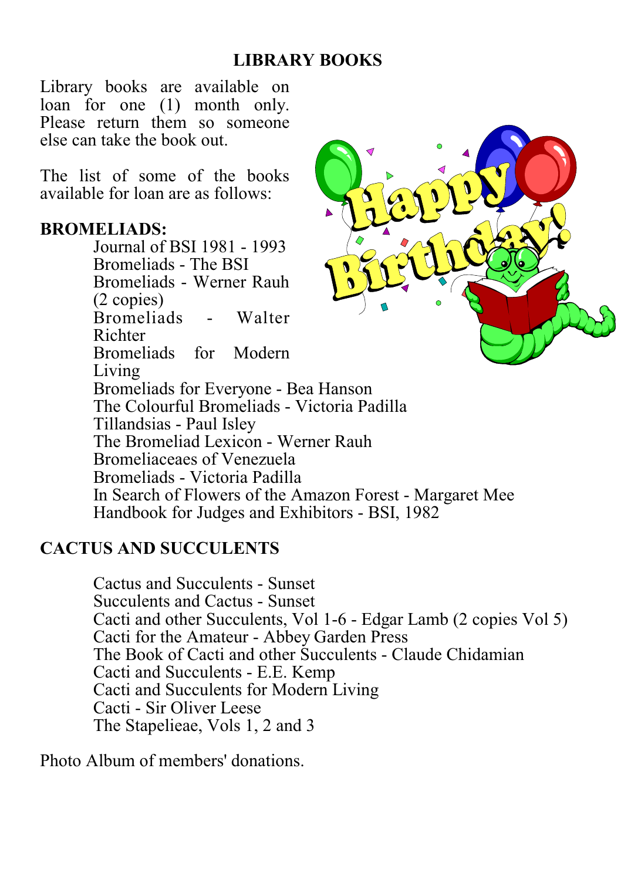## LIBRARY BOOKS

Library books are available on loan for one (1) month only. Please return them so someone else can take the book out.

The list of some of the books available for loan are as follows:

**BROMELIADS:**

- Journal of BSI 1981 - 1993
- Bromeliads - The BSI
- Bromeliads - Werner Rauh (2 copies)
- Bromeliads - Walter Richter
- Bromeliads for Modern Living
- Bromeliads for Everyone - Bea Hanson
- The Colourful Bromeliads - Victoria Padilla
- Tillandsias - Paul Isley
- The Bromeliad Lexicon - Werner Rauh
- Bromeliaceaes of Venezuela
- Bromeliads - Victoria Padilla
- In Search of Flowers of the Amazon Forest - Margaret Mee
- Handbook for Judges and Exhibitors - BSI, 1982

**CACTUS AND SUCCULENTS**

- Cactus and Succulents - Sunset
- Succulents and Cactus - Sunset
- Cacti and other Succulents, Vol 1-6 - Edgar Lamb (2 copies Vol 5)
- Cacti for the Amateur - Abbey Garden Press
- The Book of Cacti and other Succulents - Claude Chidamian
- Cacti and Succulents - E.E. Kemp
- Cacti and Succulents for Modern Living
- Cacti - Sir Oliver Leese
- The Stapelieae, Vols 1, 2 and 3

Photo Album of members' donations.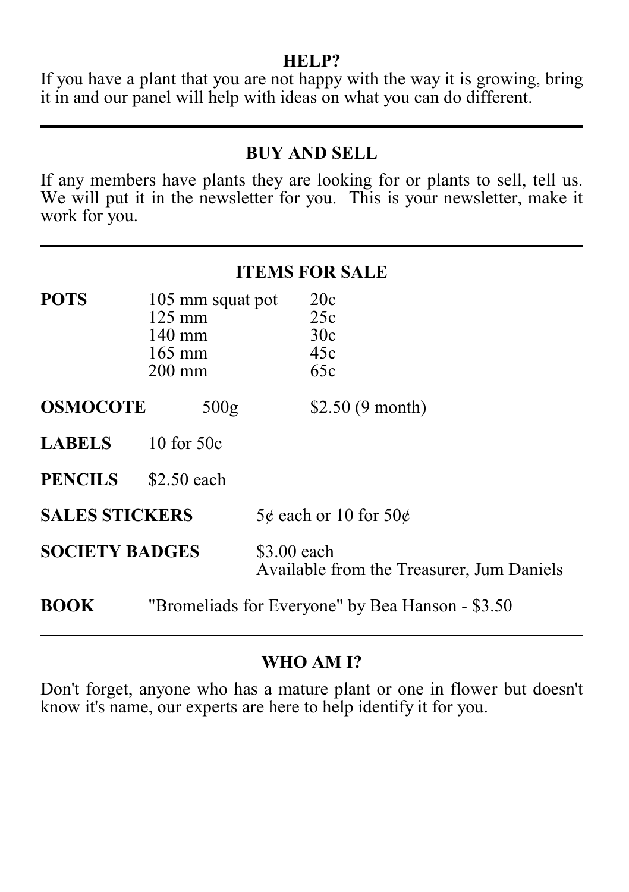## HELP?

If you have a plant that you are not happy with the way it is growing, bring it in and our panel will help with ideas on what you can do different.

---

## BUY AND SELL

If any members have plants they are looking for or plants to sell, tell us. We will put it in the newsletter for you. This is your newsletter, make it work for you.

---

## ITEMS FOR SALE

| | | |
|---|---|---|
| **POTS** | 105 mm squat pot | 20c |
| | 125 mm | 25c |
| | 140 mm | 30c |
| | 165 mm | 45c |
| | 200 mm | 65c |
| **OSMOCOTE** | 500g | $2.50 (9 month) |
| **LABELS** | 10 for 50c | |
| **PENCILS** | $2.50 each | |
| **SALES STICKERS** | | 5¢ each or 10 for 50¢ |
| **SOCIETY BADGES** | | $3.00 each<br>Available from the Treasurer, Jum Daniels |
| **BOOK** | "Bromeliads for Everyone" by Bea Hanson - $3.50 | |

---

## WHO AM I?

Don't forget, anyone who has a mature plant or one in flower but doesn't know it's name, our experts are here to help identify it for you.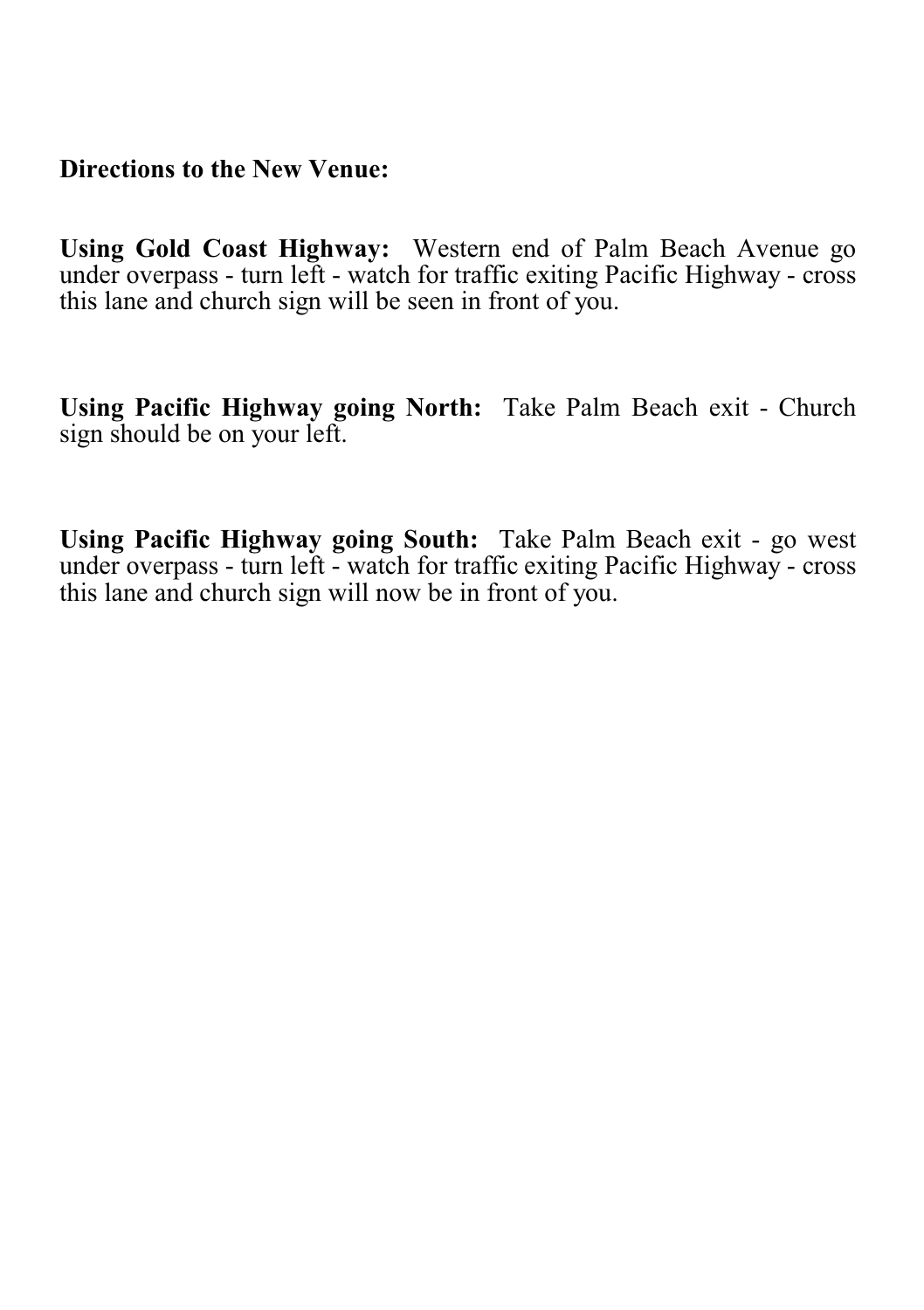**Directions to the New Venue:**

**Using Gold Coast Highway:** Western end of Palm Beach Avenue go under overpass - turn left - watch for traffic exiting Pacific Highway - cross this lane and church sign will be seen in front of you.

**Using Pacific Highway going North:** Take Palm Beach exit - Church sign should be on your left.

**Using Pacific Highway going South:** Take Palm Beach exit - go west under overpass - turn left - watch for traffic exiting Pacific Highway - cross this lane and church sign will now be in front of you.